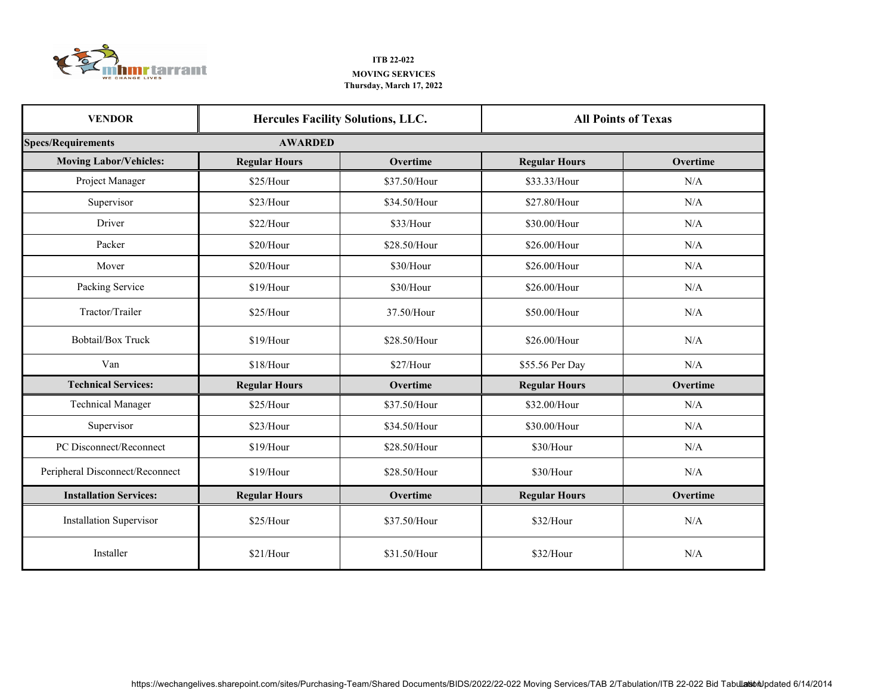**ITB 22-022**

**MOVING SERVICES**

**Thursday, March 17, 2022**

| VENDOR | Hercules Facility Solutions, LLC. | | All Points of Texas | |
|---|---|---|---|---|
| **Specs/Requirements** | **AWARDED** | | | |
| **Moving Labor/Vehicles:** | **Regular Hours** | **Overtime** | **Regular Hours** | **Overtime** |
| Project Manager | $25/Hour | $37.50/Hour | $33.33/Hour | N/A |
| Supervisor | $23/Hour | $34.50/Hour | $27.80/Hour | N/A |
| Driver | $22/Hour | $33/Hour | $30.00/Hour | N/A |
| Packer | $20/Hour | $28.50/Hour | $26.00/Hour | N/A |
| Mover | $20/Hour | $30/Hour | $26.00/Hour | N/A |
| Packing Service | $19/Hour | $30/Hour | $26.00/Hour | N/A |
| Tractor/Trailer | $25/Hour | 37.50/Hour | $50.00/Hour | N/A |
| Bobtail/Box Truck | $19/Hour | $28.50/Hour | $26.00/Hour | N/A |
| Van | $18/Hour | $27/Hour | $55.56 Per Day | N/A |
| **Technical Services:** | **Regular Hours** | **Overtime** | **Regular Hours** | **Overtime** |
| Technical Manager | $25/Hour | $37.50/Hour | $32.00/Hour | N/A |
| Supervisor | $23/Hour | $34.50/Hour | $30.00/Hour | N/A |
| PC Disconnect/Reconnect | $19/Hour | $28.50/Hour | $30/Hour | N/A |
| Peripheral Disconnect/Reconnect | $19/Hour | $28.50/Hour | $30/Hour | N/A |
| **Installation Services:** | **Regular Hours** | **Overtime** | **Regular Hours** | **Overtime** |
| Installation Supervisor | $25/Hour | $37.50/Hour | $32/Hour | N/A |
| Installer | $21/Hour | $31.50/Hour | $32/Hour | N/A |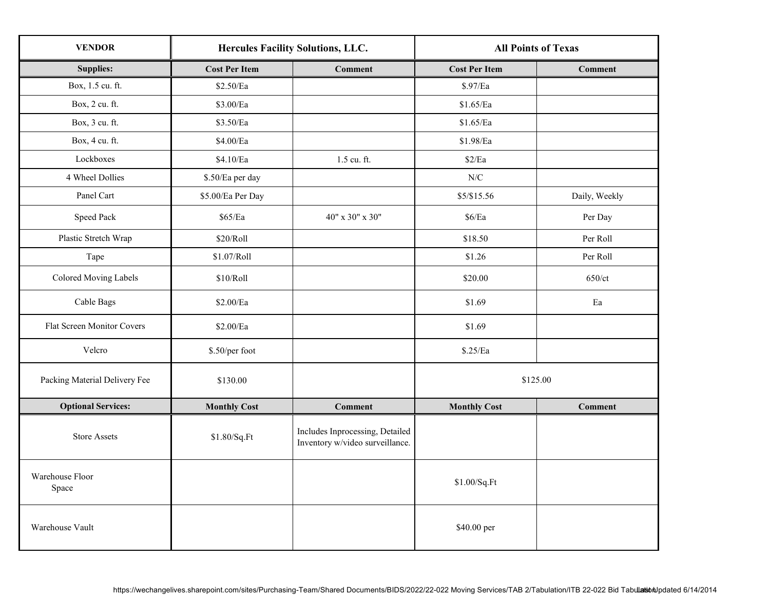| VENDOR | Hercules Facility Solutions, LLC. | | All Points of Texas | |
|---|---|---|---|---|
| **Supplies:** | **Cost Per Item** | **Comment** | **Cost Per Item** | **Comment** |
| Box, 1.5 cu. ft. | $2.50/Ea | | $.97/Ea | |
| Box, 2 cu. ft. | $3.00/Ea | | $1.65/Ea | |
| Box, 3 cu. ft. | $3.50/Ea | | $1.65/Ea | |
| Box, 4 cu. ft. | $4.00/Ea | | $1.98/Ea | |
| Lockboxes | $4.10/Ea | 1.5 cu. ft. | $2/Ea | |
| 4 Wheel Dollies | $.50/Ea per day | | N/C | |
| Panel Cart | $5.00/Ea Per Day | | $5/$15.56 | Daily, Weekly |
| Speed Pack | $65/Ea | 40" x 30" x 30" | $6/Ea | Per Day |
| Plastic Stretch Wrap | $20/Roll | | $18.50 | Per Roll |
| Tape | $1.07/Roll | | $1.26 | Per Roll |
| Colored Moving Labels | $10/Roll | | $20.00 | 650/ct |
| Cable Bags | $2.00/Ea | | $1.69 | Ea |
| Flat Screen Monitor Covers | $2.00/Ea | | $1.69 | |
| Velcro | $.50/per foot | | $.25/Ea | |
| Packing Material Delivery Fee | $130.00 | | $125.00 | |
| **Optional Services:** | **Monthly Cost** | **Comment** | **Monthly Cost** | **Comment** |
| Store Assets | $1.80/Sq.Ft | Includes Inprocessing, Detailed Inventory w/video surveillance. | | |
| Warehouse Floor Space | | | $1.00/Sq.Ft | |
| Warehouse Vault | | | $40.00 per | |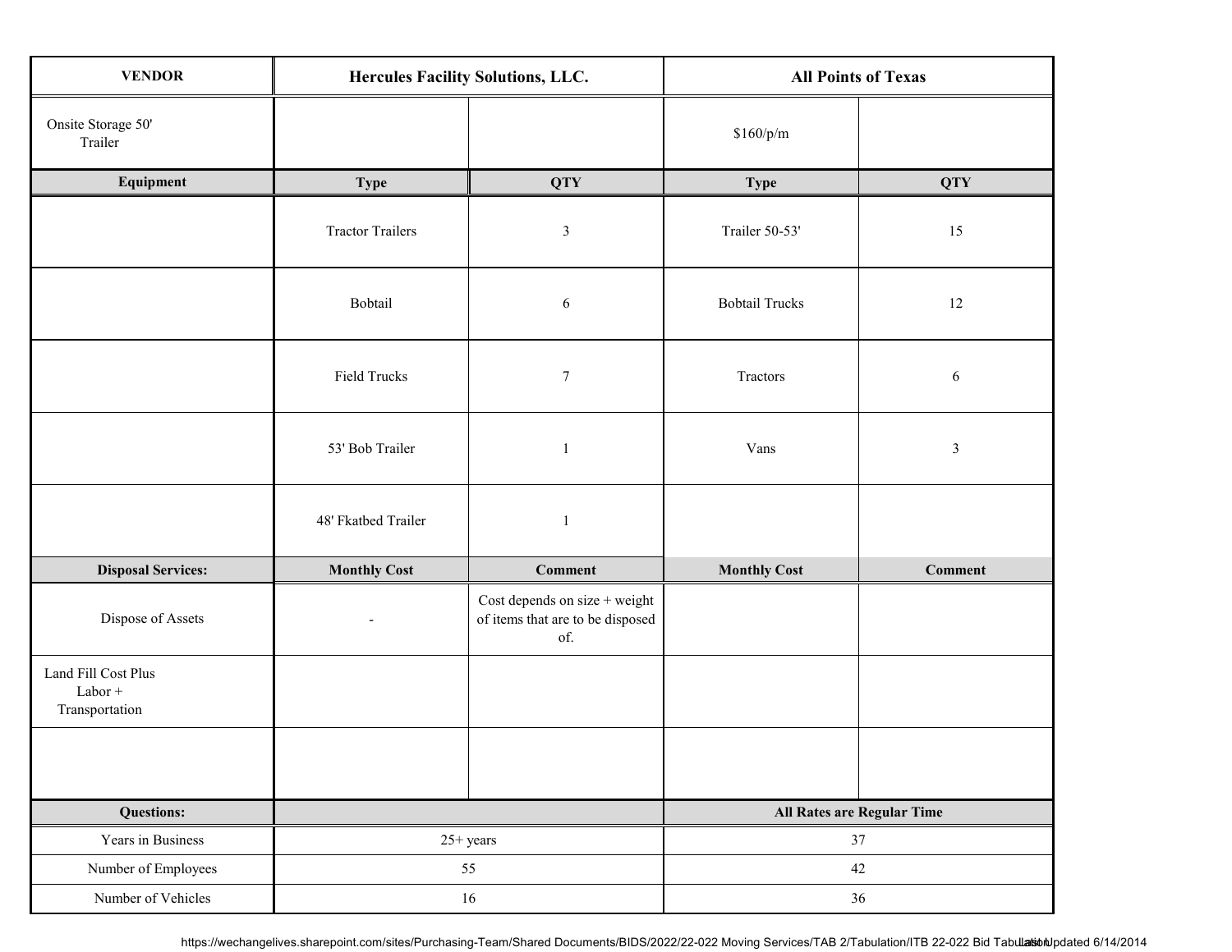| VENDOR | Hercules Facility Solutions, LLC. | | All Points of Texas | |
|---|---|---|---|---|
| Onsite Storage 50' Trailer | | | $160/p/m | |
| **Equipment** | **Type** | **QTY** | **Type** | **QTY** |
| | Tractor Trailers | 3 | Trailer 50-53' | 15 |
| | Bobtail | 6 | Bobtail Trucks | 12 |
| | Field Trucks | 7 | Tractors | 6 |
| | 53' Bob Trailer | 1 | Vans | 3 |
| | 48' Fkatbed Trailer | 1 | | |
| **Disposal Services:** | **Monthly Cost** | **Comment** | **Monthly Cost** | **Comment** |
| Dispose of Assets | - | Cost depends on size + weight of items that are to be disposed of. | | |
| Land Fill Cost Plus Labor + Transportation | | | | |
| | | | | |
| **Questions:** | | | **All Rates are Regular Time** | |
| Years in Business | 25+ years | | 37 | |
| Number of Employees | 55 | | 42 | |
| Number of Vehicles | 16 | | 36 | |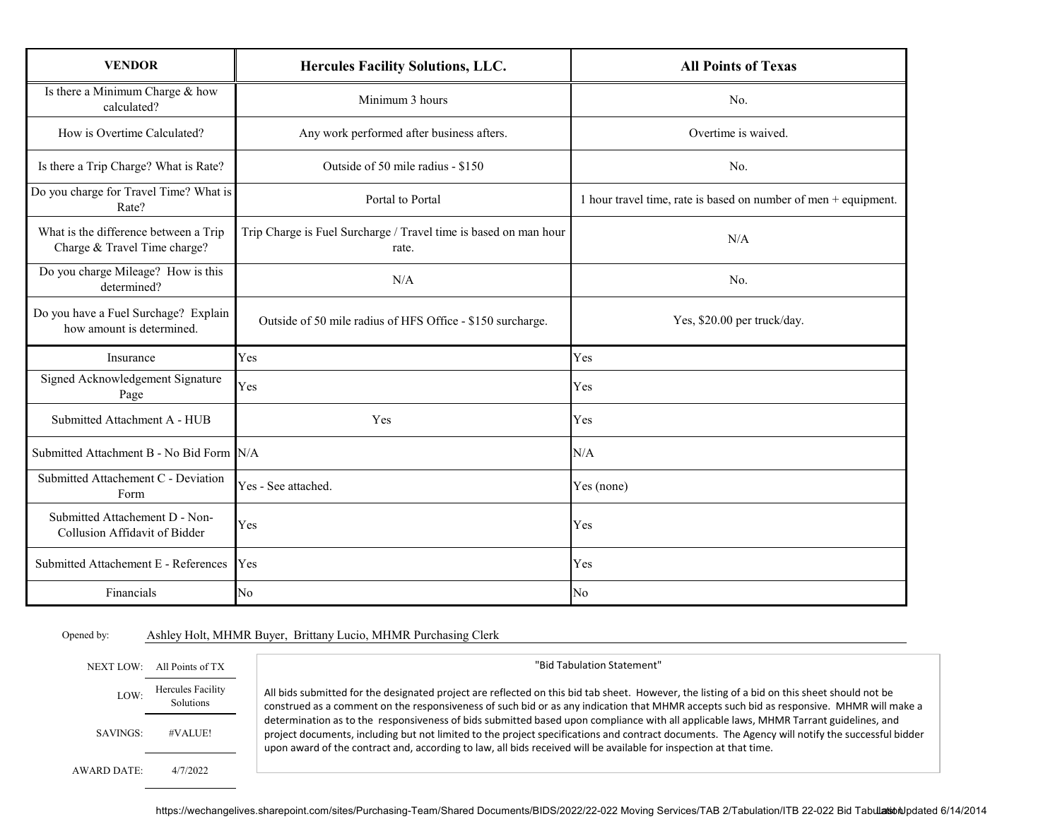| VENDOR | Hercules Facility Solutions, LLC. | All Points of Texas |
|---|---|---|
| Is there a Minimum Charge & how calculated? | Minimum 3 hours | No. |
| How is Overtime Calculated? | Any work performed after business afters. | Overtime is waived. |
| Is there a Trip Charge? What is Rate? | Outside of 50 mile radius - $150 | No. |
| Do you charge for Travel Time? What is Rate? | Portal to Portal | 1 hour travel time, rate is based on number of men + equipment. |
| What is the difference between a Trip Charge & Travel Time charge? | Trip Charge is Fuel Surcharge / Travel time is based on man hour rate. | N/A |
| Do you charge Mileage? How is this determined? | N/A | No. |
| Do you have a Fuel Surchage? Explain how amount is determined. | Outside of 50 mile radius of HFS Office - $150 surcharge. | Yes, $20.00 per truck/day. |
| Insurance | Yes | Yes |
| Signed Acknowledgement Signature Page | Yes | Yes |
| Submitted Attachment A - HUB | Yes | Yes |
| Submitted Attachment B - No Bid Form | N/A | N/A |
| Submitted Attachement C - Deviation Form | Yes - See attached. | Yes (none) |
| Submitted Attachement D - Non-Collusion Affidavit of Bidder | Yes | Yes |
| Submitted Attachement E - References | Yes | Yes |
| Financials | No | No |

Opened by: Ashley Holt, MHMR Buyer, Brittany Lucio, MHMR Purchasing Clerk

NEXT LOW: All Points of TX

LOW: Hercules Facility Solutions

SAVINGS: #VALUE!

AWARD DATE: 4/7/2022

"Bid Tabulation Statement"

All bids submitted for the designated project are reflected on this bid tab sheet. However, the listing of a bid on this sheet should not be construed as a comment on the responsiveness of such bid or as any indication that MHMR accepts such bid as responsive. MHMR will make a determination as to the responsiveness of bids submitted based upon compliance with all applicable laws, MHMR Tarrant guidelines, and project documents, including but not limited to the project specifications and contract documents. The Agency will notify the successful bidder upon award of the contract and, according to law, all bids received will be available for inspection at that time.

https://wechangelives.sharepoint.com/sites/Purchasing-Team/Shared Documents/BIDS/2022/22-022 Moving Services/TAB 2/Tabulation/ITB 22-022 Bid Tabulation Last Updated 6/14/2014